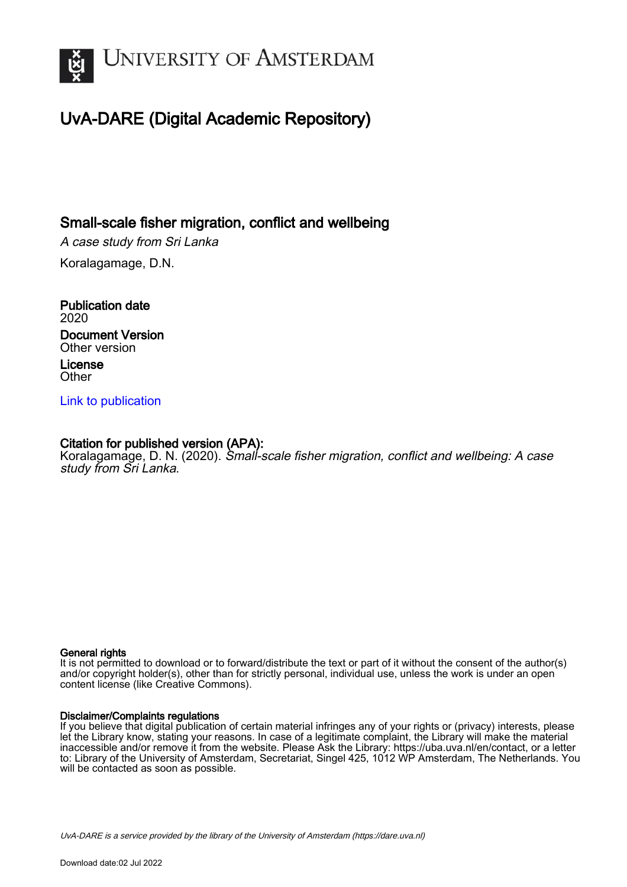# UvA-DARE (Digital Academic Repository)

## Small-scale fisher migration, conflict and wellbeing

*A case study from Sri Lanka*

Koralagamage, D.N.

**Publication date**
2020

**Document Version**
Other version

**License**
Other

[Link to publication](#)

**Citation for published version (APA):**
Koralagamage, D. N. (2020). *Small-scale fisher migration, conflict and wellbeing: A case study from Sri Lanka*.

**General rights**
It is not permitted to download or to forward/distribute the text or part of it without the consent of the author(s) and/or copyright holder(s), other than for strictly personal, individual use, unless the work is under an open content license (like Creative Commons).

**Disclaimer/Complaints regulations**
If you believe that digital publication of certain material infringes any of your rights or (privacy) interests, please let the Library know, stating your reasons. In case of a legitimate complaint, the Library will make the material inaccessible and/or remove it from the website. Please Ask the Library: https://uba.uva.nl/en/contact, or a letter to: Library of the University of Amsterdam, Secretariat, Singel 425, 1012 WP Amsterdam, The Netherlands. You will be contacted as soon as possible.

*UvA-DARE is a service provided by the library of the University of Amsterdam (https://dare.uva.nl)*

Download date:02 Jul 2022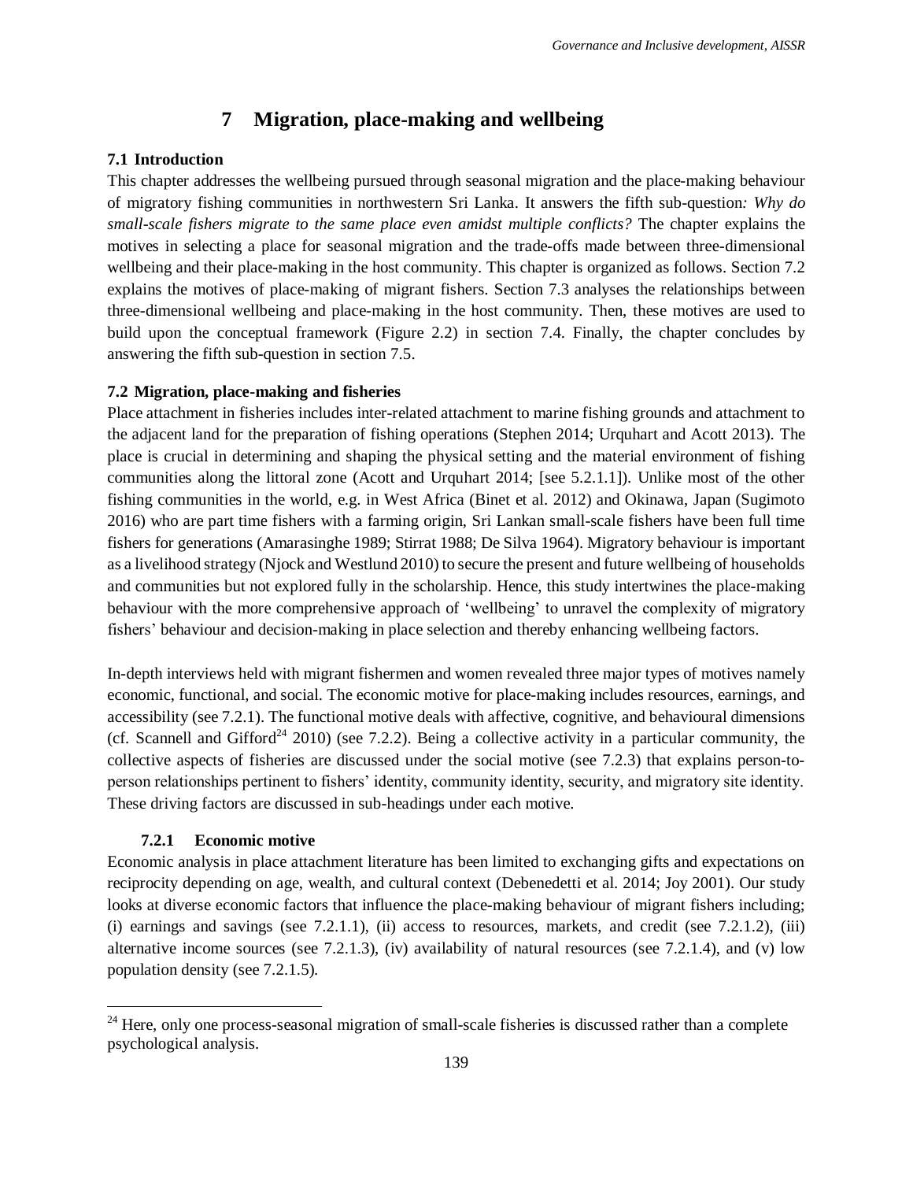# 7 Migration, place-making and wellbeing

## 7.1 Introduction

This chapter addresses the wellbeing pursued through seasonal migration and the place-making behaviour of migratory fishing communities in northwestern Sri Lanka. It answers the fifth sub-question*: Why do small-scale fishers migrate to the same place even amidst multiple conflicts?* The chapter explains the motives in selecting a place for seasonal migration and the trade-offs made between three-dimensional wellbeing and their place-making in the host community. This chapter is organized as follows. Section 7.2 explains the motives of place-making of migrant fishers. Section 7.3 analyses the relationships between three-dimensional wellbeing and place-making in the host community. Then, these motives are used to build upon the conceptual framework (Figure 2.2) in section 7.4. Finally, the chapter concludes by answering the fifth sub-question in section 7.5.

## 7.2 Migration, place-making and fisheries

Place attachment in fisheries includes inter-related attachment to marine fishing grounds and attachment to the adjacent land for the preparation of fishing operations (Stephen 2014; Urquhart and Acott 2013). The place is crucial in determining and shaping the physical setting and the material environment of fishing communities along the littoral zone (Acott and Urquhart 2014; [see 5.2.1.1]). Unlike most of the other fishing communities in the world, e.g. in West Africa (Binet et al. 2012) and Okinawa, Japan (Sugimoto 2016) who are part time fishers with a farming origin, Sri Lankan small-scale fishers have been full time fishers for generations (Amarasinghe 1989; Stirrat 1988; De Silva 1964). Migratory behaviour is important as a livelihood strategy (Njock and Westlund 2010) to secure the present and future wellbeing of households and communities but not explored fully in the scholarship. Hence, this study intertwines the place-making behaviour with the more comprehensive approach of 'wellbeing' to unravel the complexity of migratory fishers' behaviour and decision-making in place selection and thereby enhancing wellbeing factors.

In-depth interviews held with migrant fishermen and women revealed three major types of motives namely economic, functional, and social. The economic motive for place-making includes resources, earnings, and accessibility (see 7.2.1). The functional motive deals with affective, cognitive, and behavioural dimensions (cf. Scannell and Gifford[24] 2010) (see 7.2.2). Being a collective activity in a particular community, the collective aspects of fisheries are discussed under the social motive (see 7.2.3) that explains person-to-person relationships pertinent to fishers' identity, community identity, security, and migratory site identity. These driving factors are discussed in sub-headings under each motive.

### 7.2.1 Economic motive

Economic analysis in place attachment literature has been limited to exchanging gifts and expectations on reciprocity depending on age, wealth, and cultural context (Debenedetti et al. 2014; Joy 2001). Our study looks at diverse economic factors that influence the place-making behaviour of migrant fishers including; (i) earnings and savings (see 7.2.1.1), (ii) access to resources, markets, and credit (see 7.2.1.2), (iii) alternative income sources (see 7.2.1.3), (iv) availability of natural resources (see 7.2.1.4), and (v) low population density (see 7.2.1.5).

[24] Here, only one process-seasonal migration of small-scale fisheries is discussed rather than a complete psychological analysis.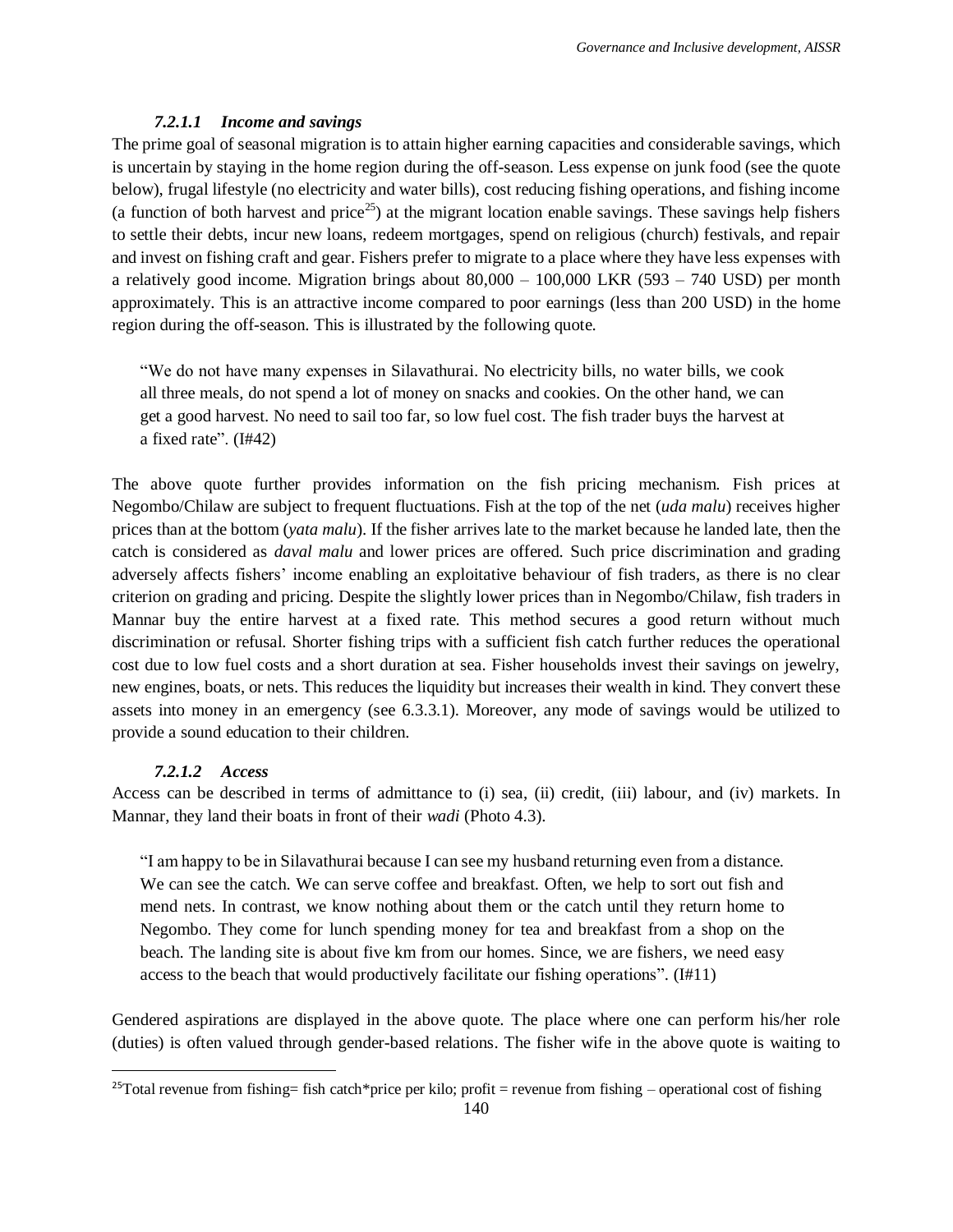#### *7.2.1.1 Income and savings*

The prime goal of seasonal migration is to attain higher earning capacities and considerable savings, which is uncertain by staying in the home region during the off-season. Less expense on junk food (see the quote below), frugal lifestyle (no electricity and water bills), cost reducing fishing operations, and fishing income (a function of both harvest and price[25]) at the migrant location enable savings. These savings help fishers to settle their debts, incur new loans, redeem mortgages, spend on religious (church) festivals, and repair and invest on fishing craft and gear. Fishers prefer to migrate to a place where they have less expenses with a relatively good income. Migration brings about 80,000 – 100,000 LKR (593 – 740 USD) per month approximately. This is an attractive income compared to poor earnings (less than 200 USD) in the home region during the off-season. This is illustrated by the following quote.

> "We do not have many expenses in Silavathurai. No electricity bills, no water bills, we cook all three meals, do not spend a lot of money on snacks and cookies. On the other hand, we can get a good harvest. No need to sail too far, so low fuel cost. The fish trader buys the harvest at a fixed rate". (I#42)

The above quote further provides information on the fish pricing mechanism. Fish prices at Negombo/Chilaw are subject to frequent fluctuations. Fish at the top of the net (*uda malu*) receives higher prices than at the bottom (*yata malu*). If the fisher arrives late to the market because he landed late, then the catch is considered as *daval malu* and lower prices are offered. Such price discrimination and grading adversely affects fishers' income enabling an exploitative behaviour of fish traders, as there is no clear criterion on grading and pricing. Despite the slightly lower prices than in Negombo/Chilaw, fish traders in Mannar buy the entire harvest at a fixed rate. This method secures a good return without much discrimination or refusal. Shorter fishing trips with a sufficient fish catch further reduces the operational cost due to low fuel costs and a short duration at sea. Fisher households invest their savings on jewelry, new engines, boats, or nets. This reduces the liquidity but increases their wealth in kind. They convert these assets into money in an emergency (see 6.3.3.1). Moreover, any mode of savings would be utilized to provide a sound education to their children.

#### *7.2.1.2 Access*

Access can be described in terms of admittance to (i) sea, (ii) credit, (iii) labour, and (iv) markets. In Mannar, they land their boats in front of their *wadi* (Photo 4.3).

> "I am happy to be in Silavathurai because I can see my husband returning even from a distance. We can see the catch. We can serve coffee and breakfast. Often, we help to sort out fish and mend nets. In contrast, we know nothing about them or the catch until they return home to Negombo. They come for lunch spending money for tea and breakfast from a shop on the beach. The landing site is about five km from our homes. Since, we are fishers, we need easy access to the beach that would productively facilitate our fishing operations". (I#11)

Gendered aspirations are displayed in the above quote. The place where one can perform his/her role (duties) is often valued through gender-based relations. The fisher wife in the above quote is waiting to

---

[25] Total revenue from fishing= fish catch*price per kilo; profit = revenue from fishing – operational cost of fishing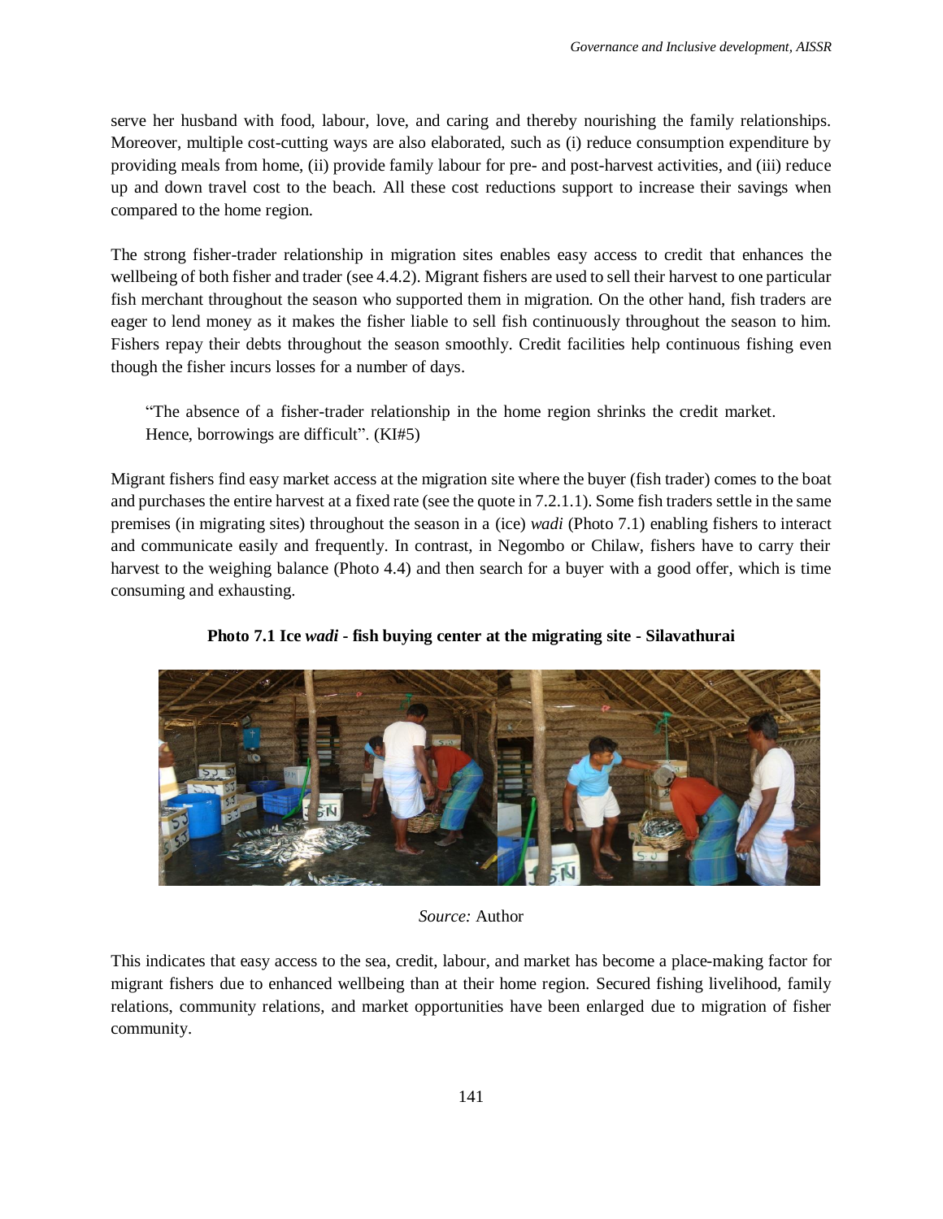serve her husband with food, labour, love, and caring and thereby nourishing the family relationships. Moreover, multiple cost-cutting ways are also elaborated, such as (i) reduce consumption expenditure by providing meals from home, (ii) provide family labour for pre- and post-harvest activities, and (iii) reduce up and down travel cost to the beach. All these cost reductions support to increase their savings when compared to the home region.

The strong fisher-trader relationship in migration sites enables easy access to credit that enhances the wellbeing of both fisher and trader (see 4.4.2). Migrant fishers are used to sell their harvest to one particular fish merchant throughout the season who supported them in migration. On the other hand, fish traders are eager to lend money as it makes the fisher liable to sell fish continuously throughout the season to him. Fishers repay their debts throughout the season smoothly. Credit facilities help continuous fishing even though the fisher incurs losses for a number of days.

> "The absence of a fisher-trader relationship in the home region shrinks the credit market. Hence, borrowings are difficult". (KI#5)

Migrant fishers find easy market access at the migration site where the buyer (fish trader) comes to the boat and purchases the entire harvest at a fixed rate (see the quote in 7.2.1.1). Some fish traders settle in the same premises (in migrating sites) throughout the season in a (ice) *wadi* (Photo 7.1) enabling fishers to interact and communicate easily and frequently. In contrast, in Negombo or Chilaw, fishers have to carry their harvest to the weighing balance (Photo 4.4) and then search for a buyer with a good offer, which is time consuming and exhausting.

**Photo 7.1 Ice *wadi* - fish buying center at the migrating site - Silavathurai**

*Source:* Author

This indicates that easy access to the sea, credit, labour, and market has become a place-making factor for migrant fishers due to enhanced wellbeing than at their home region. Secured fishing livelihood, family relations, community relations, and market opportunities have been enlarged due to migration of fisher community.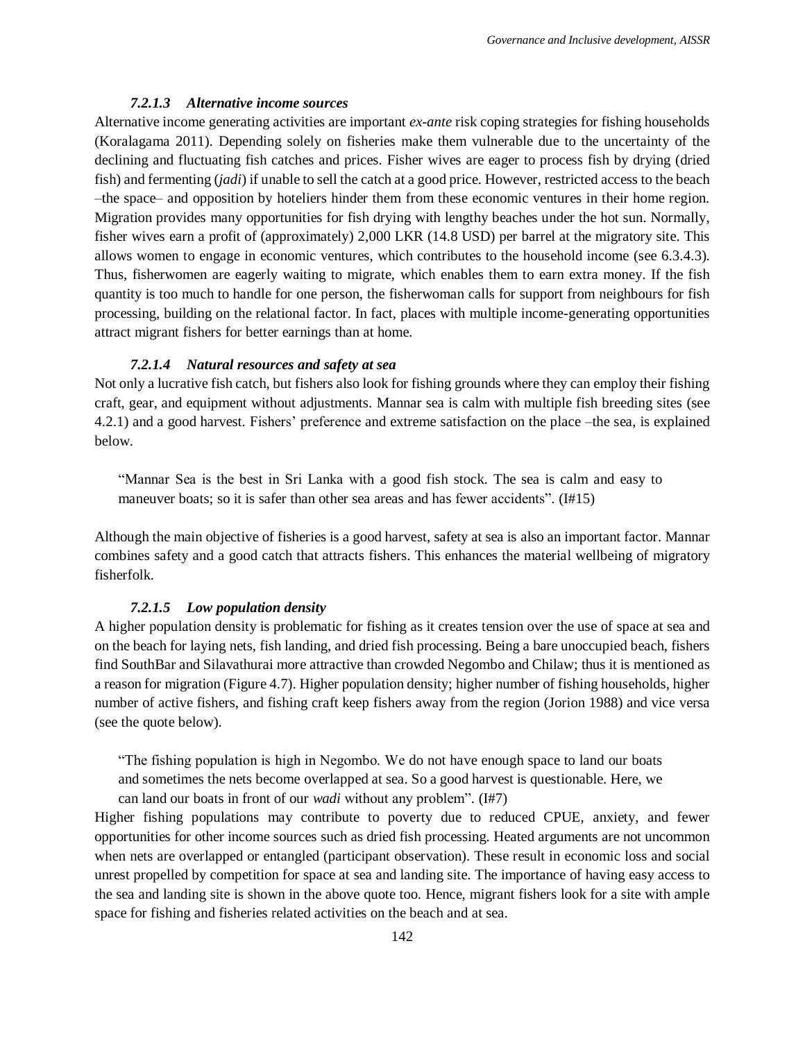#### *7.2.1.3 Alternative income sources*

Alternative income generating activities are important *ex-ante* risk coping strategies for fishing households (Koralagama 2011). Depending solely on fisheries make them vulnerable due to the uncertainty of the declining and fluctuating fish catches and prices. Fisher wives are eager to process fish by drying (dried fish) and fermenting (*jadi*) if unable to sell the catch at a good price. However, restricted access to the beach –the space– and opposition by hoteliers hinder them from these economic ventures in their home region. Migration provides many opportunities for fish drying with lengthy beaches under the hot sun. Normally, fisher wives earn a profit of (approximately) 2,000 LKR (14.8 USD) per barrel at the migratory site. This allows women to engage in economic ventures, which contributes to the household income (see 6.3.4.3). Thus, fisherwomen are eagerly waiting to migrate, which enables them to earn extra money. If the fish quantity is too much to handle for one person, the fisherwoman calls for support from neighbours for fish processing, building on the relational factor. In fact, places with multiple income-generating opportunities attract migrant fishers for better earnings than at home.

#### *7.2.1.4 Natural resources and safety at sea*

Not only a lucrative fish catch, but fishers also look for fishing grounds where they can employ their fishing craft, gear, and equipment without adjustments. Mannar sea is calm with multiple fish breeding sites (see 4.2.1) and a good harvest. Fishers' preference and extreme satisfaction on the place –the sea, is explained below.

> "Mannar Sea is the best in Sri Lanka with a good fish stock. The sea is calm and easy to maneuver boats; so it is safer than other sea areas and has fewer accidents". (I#15)

Although the main objective of fisheries is a good harvest, safety at sea is also an important factor. Mannar combines safety and a good catch that attracts fishers. This enhances the material wellbeing of migratory fisherfolk.

#### *7.2.1.5 Low population density*

A higher population density is problematic for fishing as it creates tension over the use of space at sea and on the beach for laying nets, fish landing, and dried fish processing. Being a bare unoccupied beach, fishers find SouthBar and Silavathurai more attractive than crowded Negombo and Chilaw; thus it is mentioned as a reason for migration (Figure 4.7). Higher population density; higher number of fishing households, higher number of active fishers, and fishing craft keep fishers away from the region (Jorion 1988) and vice versa (see the quote below).

> "The fishing population is high in Negombo. We do not have enough space to land our boats and sometimes the nets become overlapped at sea. So a good harvest is questionable. Here, we can land our boats in front of our *wadi* without any problem". (I#7)

Higher fishing populations may contribute to poverty due to reduced CPUE, anxiety, and fewer opportunities for other income sources such as dried fish processing. Heated arguments are not uncommon when nets are overlapped or entangled (participant observation). These result in economic loss and social unrest propelled by competition for space at sea and landing site. The importance of having easy access to the sea and landing site is shown in the above quote too. Hence, migrant fishers look for a site with ample space for fishing and fisheries related activities on the beach and at sea.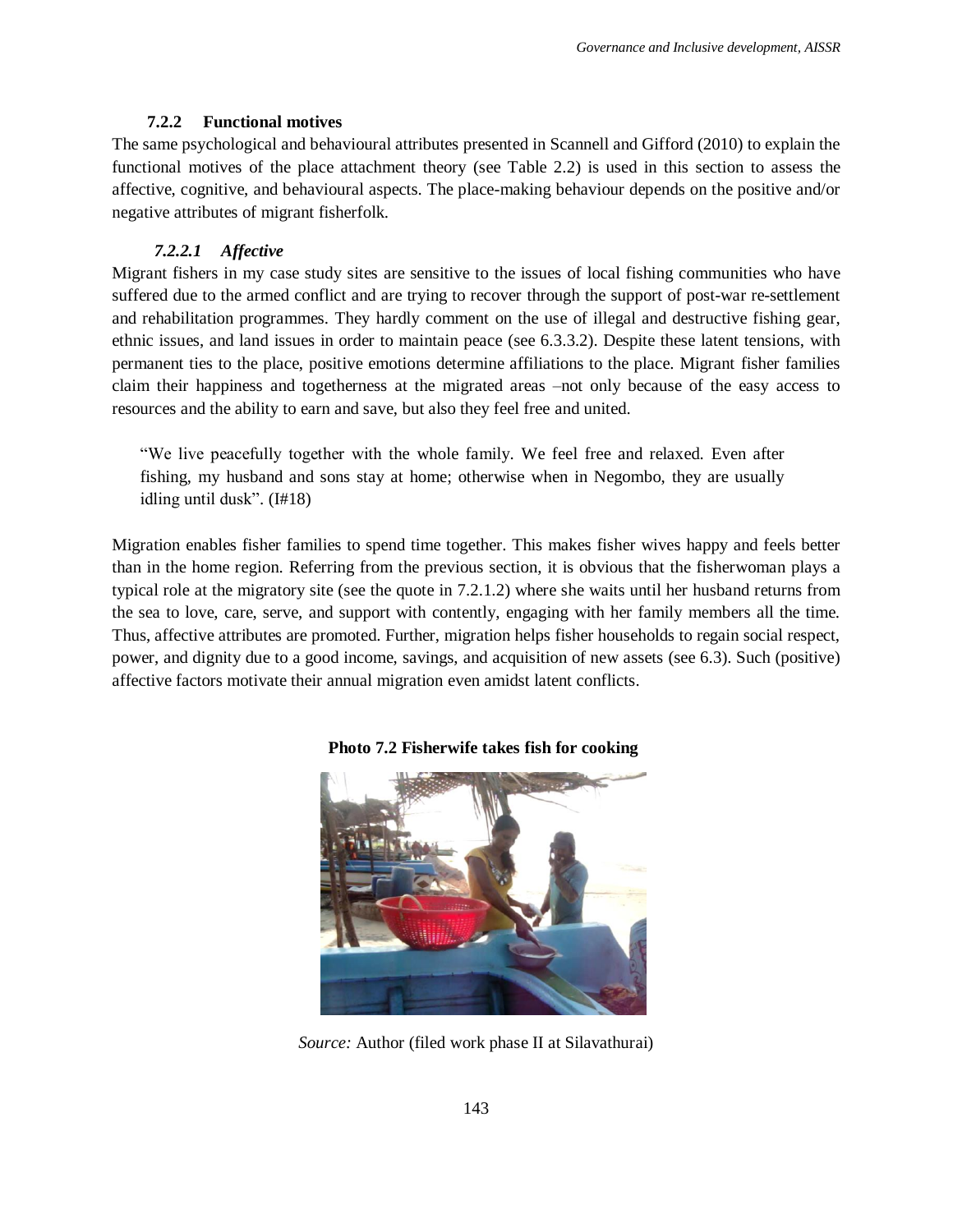### 7.2.2 Functional motives

The same psychological and behavioural attributes presented in Scannell and Gifford (2010) to explain the functional motives of the place attachment theory (see Table 2.2) is used in this section to assess the affective, cognitive, and behavioural aspects. The place-making behaviour depends on the positive and/or negative attributes of migrant fisherfolk.

#### *7.2.2.1 Affective*

Migrant fishers in my case study sites are sensitive to the issues of local fishing communities who have suffered due to the armed conflict and are trying to recover through the support of post-war re-settlement and rehabilitation programmes. They hardly comment on the use of illegal and destructive fishing gear, ethnic issues, and land issues in order to maintain peace (see 6.3.3.2). Despite these latent tensions, with permanent ties to the place, positive emotions determine affiliations to the place. Migrant fisher families claim their happiness and togetherness at the migrated areas –not only because of the easy access to resources and the ability to earn and save, but also they feel free and united.

> "We live peacefully together with the whole family. We feel free and relaxed. Even after fishing, my husband and sons stay at home; otherwise when in Negombo, they are usually idling until dusk". (I#18)

Migration enables fisher families to spend time together. This makes fisher wives happy and feels better than in the home region. Referring from the previous section, it is obvious that the fisherwoman plays a typical role at the migratory site (see the quote in 7.2.1.2) where she waits until her husband returns from the sea to love, care, serve, and support with contently, engaging with her family members all the time. Thus, affective attributes are promoted. Further, migration helps fisher households to regain social respect, power, and dignity due to a good income, savings, and acquisition of new assets (see 6.3). Such (positive) affective factors motivate their annual migration even amidst latent conflicts.

**Photo 7.2 Fisherwife takes fish for cooking**

*Source:* Author (filed work phase II at Silavathurai)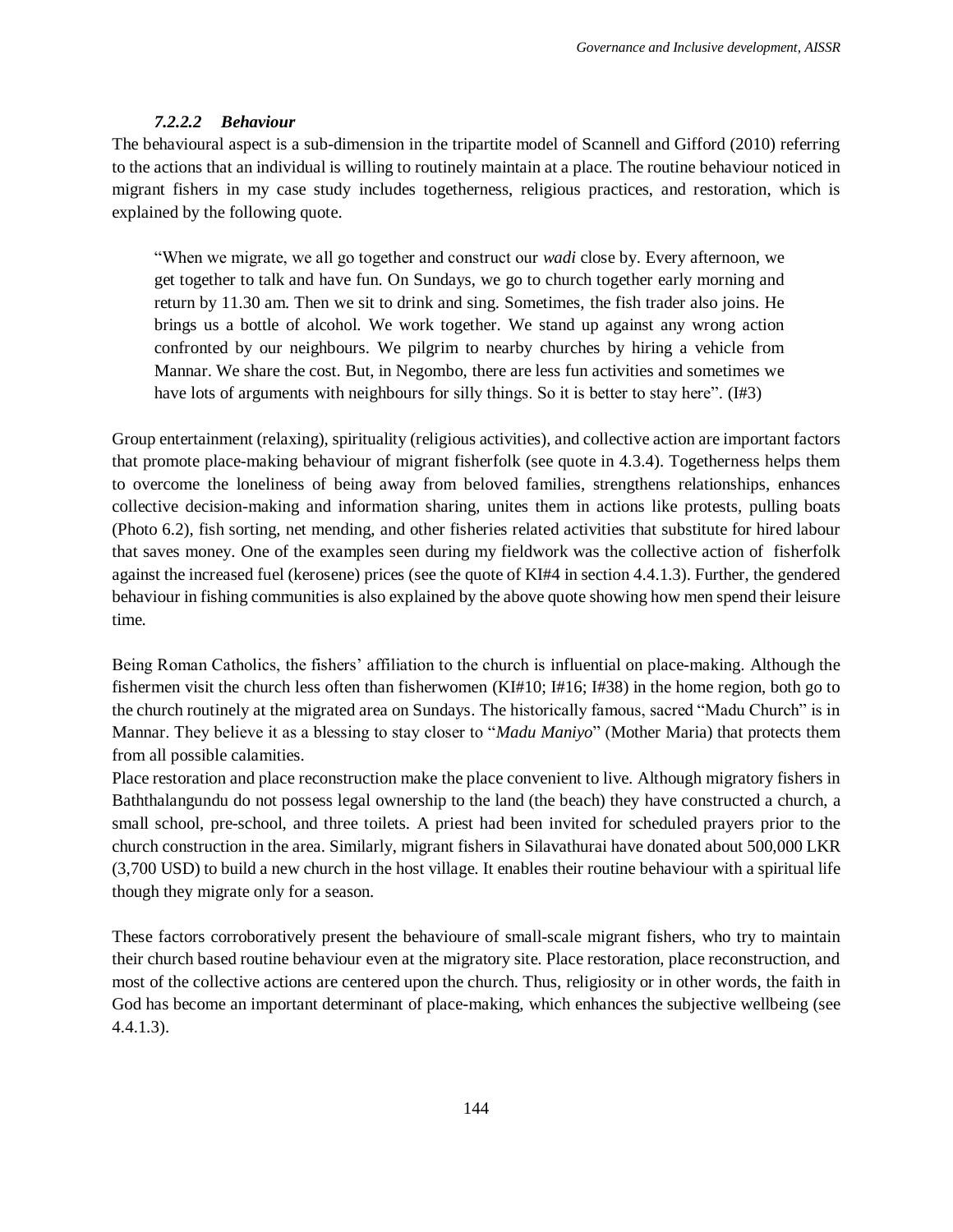#### *7.2.2.2 Behaviour*

The behavioural aspect is a sub-dimension in the tripartite model of Scannell and Gifford (2010) referring to the actions that an individual is willing to routinely maintain at a place. The routine behaviour noticed in migrant fishers in my case study includes togetherness, religious practices, and restoration, which is explained by the following quote.

> "When we migrate, we all go together and construct our *wadi* close by. Every afternoon, we get together to talk and have fun. On Sundays, we go to church together early morning and return by 11.30 am. Then we sit to drink and sing. Sometimes, the fish trader also joins. He brings us a bottle of alcohol. We work together. We stand up against any wrong action confronted by our neighbours. We pilgrim to nearby churches by hiring a vehicle from Mannar. We share the cost. But, in Negombo, there are less fun activities and sometimes we have lots of arguments with neighbours for silly things. So it is better to stay here". (I#3)

Group entertainment (relaxing), spirituality (religious activities), and collective action are important factors that promote place-making behaviour of migrant fisherfolk (see quote in 4.3.4). Togetherness helps them to overcome the loneliness of being away from beloved families, strengthens relationships, enhances collective decision-making and information sharing, unites them in actions like protests, pulling boats (Photo 6.2), fish sorting, net mending, and other fisheries related activities that substitute for hired labour that saves money. One of the examples seen during my fieldwork was the collective action of fisherfolk against the increased fuel (kerosene) prices (see the quote of KI#4 in section 4.4.1.3). Further, the gendered behaviour in fishing communities is also explained by the above quote showing how men spend their leisure time.

Being Roman Catholics, the fishers' affiliation to the church is influential on place-making. Although the fishermen visit the church less often than fisherwomen (KI#10; I#16; I#38) in the home region, both go to the church routinely at the migrated area on Sundays. The historically famous, sacred "Madu Church" is in Mannar. They believe it as a blessing to stay closer to "*Madu Maniyo*" (Mother Maria) that protects them from all possible calamities.

Place restoration and place reconstruction make the place convenient to live. Although migratory fishers in Baththalangundu do not possess legal ownership to the land (the beach) they have constructed a church, a small school, pre-school, and three toilets. A priest had been invited for scheduled prayers prior to the church construction in the area. Similarly, migrant fishers in Silavathurai have donated about 500,000 LKR (3,700 USD) to build a new church in the host village. It enables their routine behaviour with a spiritual life though they migrate only for a season.

These factors corroboratively present the behavioure of small-scale migrant fishers, who try to maintain their church based routine behaviour even at the migratory site. Place restoration, place reconstruction, and most of the collective actions are centered upon the church. Thus, religiosity or in other words, the faith in God has become an important determinant of place-making, which enhances the subjective wellbeing (see 4.4.1.3).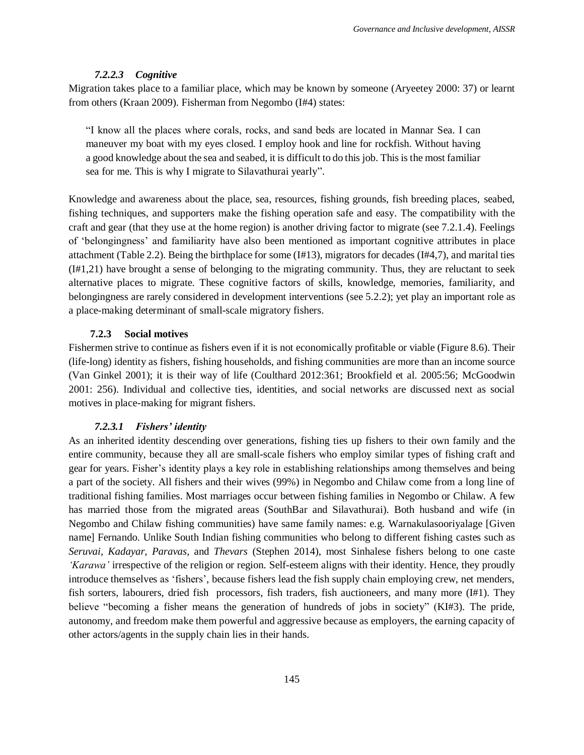#### *7.2.2.3 Cognitive*

Migration takes place to a familiar place, which may be known by someone (Aryeetey 2000: 37) or learnt from others (Kraan 2009). Fisherman from Negombo (I#4) states:

> "I know all the places where corals, rocks, and sand beds are located in Mannar Sea. I can maneuver my boat with my eyes closed. I employ hook and line for rockfish. Without having a good knowledge about the sea and seabed, it is difficult to do this job. This is the most familiar sea for me. This is why I migrate to Silavathurai yearly".

Knowledge and awareness about the place, sea, resources, fishing grounds, fish breeding places, seabed, fishing techniques, and supporters make the fishing operation safe and easy. The compatibility with the craft and gear (that they use at the home region) is another driving factor to migrate (see 7.2.1.4). Feelings of 'belongingness' and familiarity have also been mentioned as important cognitive attributes in place attachment (Table 2.2). Being the birthplace for some (I#13), migrators for decades (I#4,7), and marital ties (I#1,21) have brought a sense of belonging to the migrating community. Thus, they are reluctant to seek alternative places to migrate. These cognitive factors of skills, knowledge, memories, familiarity, and belongingness are rarely considered in development interventions (see 5.2.2); yet play an important role as a place-making determinant of small-scale migratory fishers.

### 7.2.3 Social motives

Fishermen strive to continue as fishers even if it is not economically profitable or viable (Figure 8.6). Their (life-long) identity as fishers, fishing households, and fishing communities are more than an income source (Van Ginkel 2001); it is their way of life (Coulthard 2012:361; Brookfield et al. 2005:56; McGoodwin 2001: 256). Individual and collective ties, identities, and social networks are discussed next as social motives in place-making for migrant fishers.

#### *7.2.3.1 Fishers' identity*

As an inherited identity descending over generations, fishing ties up fishers to their own family and the entire community, because they all are small-scale fishers who employ similar types of fishing craft and gear for years. Fisher's identity plays a key role in establishing relationships among themselves and being a part of the society. All fishers and their wives (99%) in Negombo and Chilaw come from a long line of traditional fishing families. Most marriages occur between fishing families in Negombo or Chilaw. A few has married those from the migrated areas (SouthBar and Silavathurai). Both husband and wife (in Negombo and Chilaw fishing communities) have same family names: e.g. Warnakulasooriyalage [Given name] Fernando. Unlike South Indian fishing communities who belong to different fishing castes such as *Seruvai, Kadayar, Paravas,* and *Thevars* (Stephen 2014), most Sinhalese fishers belong to one caste *'Karawa'* irrespective of the religion or region. Self-esteem aligns with their identity. Hence, they proudly introduce themselves as 'fishers', because fishers lead the fish supply chain employing crew, net menders, fish sorters, labourers, dried fish processors, fish traders, fish auctioneers, and many more (I#1). They believe "becoming a fisher means the generation of hundreds of jobs in society" (KI#3). The pride, autonomy, and freedom make them powerful and aggressive because as employers, the earning capacity of other actors/agents in the supply chain lies in their hands.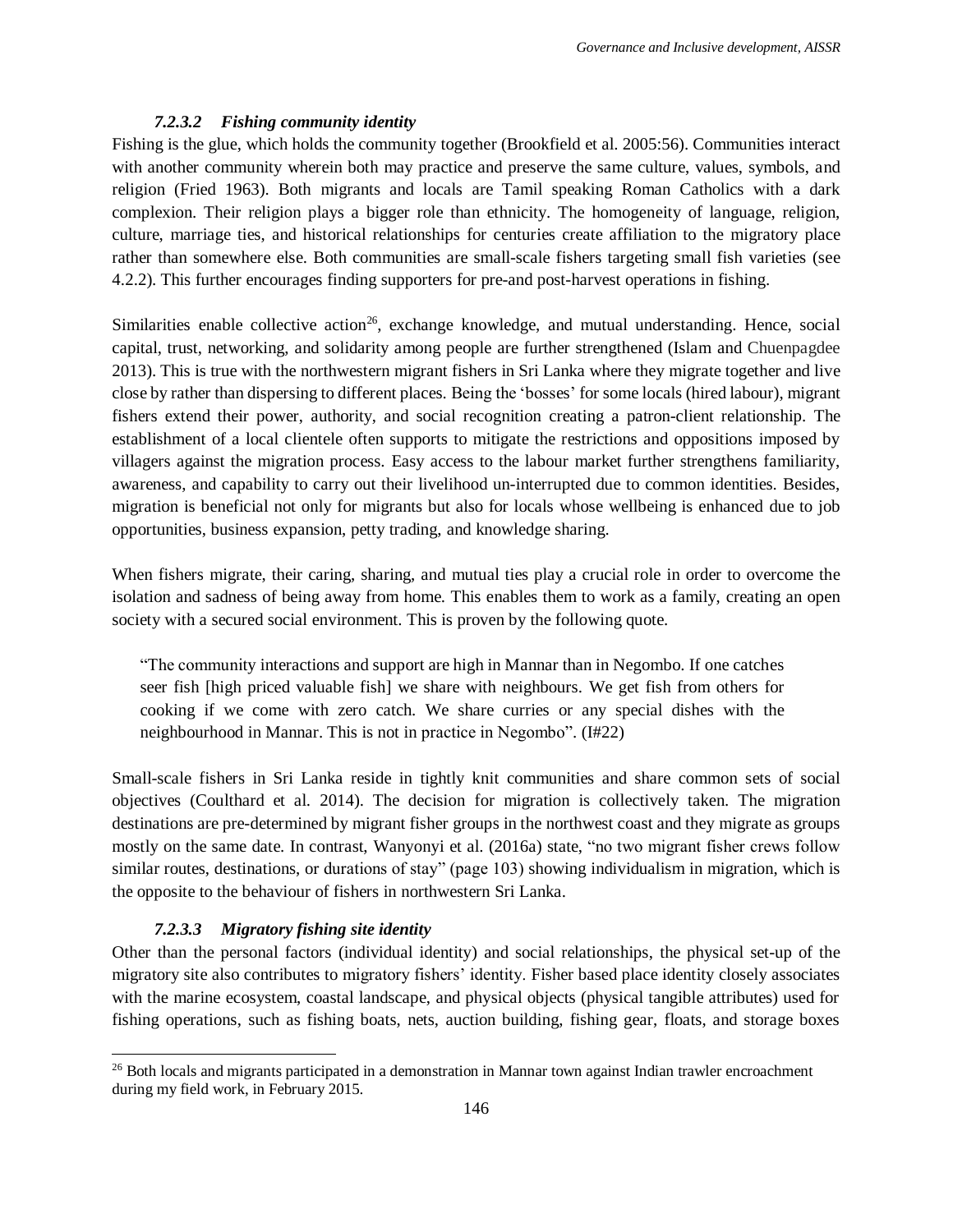#### *7.2.3.2 Fishing community identity*

Fishing is the glue, which holds the community together (Brookfield et al. 2005:56). Communities interact with another community wherein both may practice and preserve the same culture, values, symbols, and religion (Fried 1963). Both migrants and locals are Tamil speaking Roman Catholics with a dark complexion. Their religion plays a bigger role than ethnicity. The homogeneity of language, religion, culture, marriage ties, and historical relationships for centuries create affiliation to the migratory place rather than somewhere else. Both communities are small-scale fishers targeting small fish varieties (see 4.2.2). This further encourages finding supporters for pre-and post-harvest operations in fishing.

Similarities enable collective action[26], exchange knowledge, and mutual understanding. Hence, social capital, trust, networking, and solidarity among people are further strengthened (Islam and Chuenpagdee 2013). This is true with the northwestern migrant fishers in Sri Lanka where they migrate together and live close by rather than dispersing to different places. Being the 'bosses' for some locals (hired labour), migrant fishers extend their power, authority, and social recognition creating a patron-client relationship. The establishment of a local clientele often supports to mitigate the restrictions and oppositions imposed by villagers against the migration process. Easy access to the labour market further strengthens familiarity, awareness, and capability to carry out their livelihood un-interrupted due to common identities. Besides, migration is beneficial not only for migrants but also for locals whose wellbeing is enhanced due to job opportunities, business expansion, petty trading, and knowledge sharing.

When fishers migrate, their caring, sharing, and mutual ties play a crucial role in order to overcome the isolation and sadness of being away from home. This enables them to work as a family, creating an open society with a secured social environment. This is proven by the following quote.

> "The community interactions and support are high in Mannar than in Negombo. If one catches seer fish [high priced valuable fish] we share with neighbours. We get fish from others for cooking if we come with zero catch. We share curries or any special dishes with the neighbourhood in Mannar. This is not in practice in Negombo". (I#22)

Small-scale fishers in Sri Lanka reside in tightly knit communities and share common sets of social objectives (Coulthard et al. 2014). The decision for migration is collectively taken. The migration destinations are pre-determined by migrant fisher groups in the northwest coast and they migrate as groups mostly on the same date. In contrast, Wanyonyi et al. (2016a) state, "no two migrant fisher crews follow similar routes, destinations, or durations of stay" (page 103) showing individualism in migration, which is the opposite to the behaviour of fishers in northwestern Sri Lanka.

#### *7.2.3.3 Migratory fishing site identity*

Other than the personal factors (individual identity) and social relationships, the physical set-up of the migratory site also contributes to migratory fishers' identity. Fisher based place identity closely associates with the marine ecosystem, coastal landscape, and physical objects (physical tangible attributes) used for fishing operations, such as fishing boats, nets, auction building, fishing gear, floats, and storage boxes

---

[26] Both locals and migrants participated in a demonstration in Mannar town against Indian trawler encroachment during my field work, in February 2015.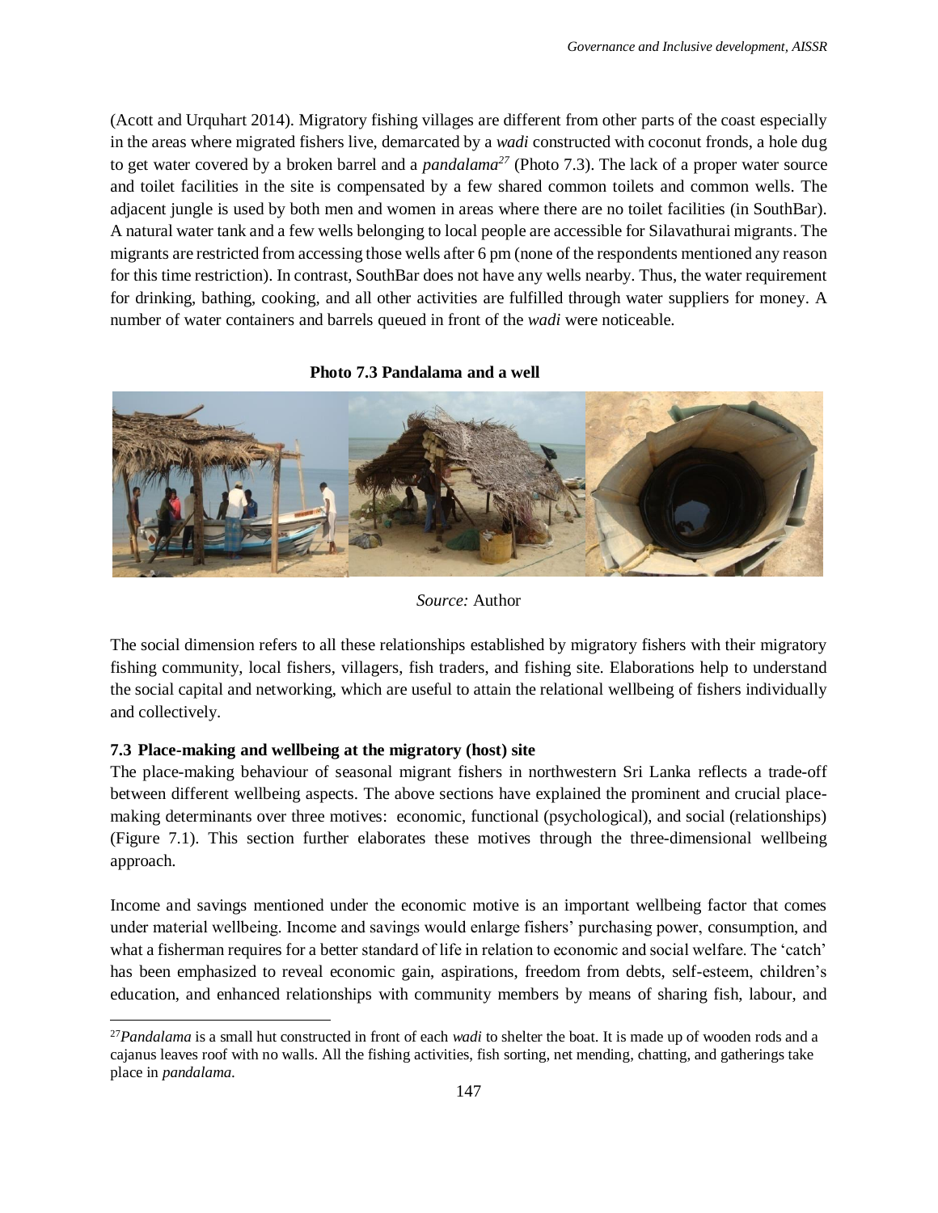(Acott and Urquhart 2014). Migratory fishing villages are different from other parts of the coast especially in the areas where migrated fishers live, demarcated by a *wadi* constructed with coconut fronds, a hole dug to get water covered by a broken barrel and a *pandalama*[27] (Photo 7.3). The lack of a proper water source and toilet facilities in the site is compensated by a few shared common toilets and common wells. The adjacent jungle is used by both men and women in areas where there are no toilet facilities (in SouthBar). A natural water tank and a few wells belonging to local people are accessible for Silavathurai migrants. The migrants are restricted from accessing those wells after 6 pm (none of the respondents mentioned any reason for this time restriction). In contrast, SouthBar does not have any wells nearby. Thus, the water requirement for drinking, bathing, cooking, and all other activities are fulfilled through water suppliers for money. A number of water containers and barrels queued in front of the *wadi* were noticeable.

**Photo 7.3 Pandalama and a well**

*Source:* Author

The social dimension refers to all these relationships established by migratory fishers with their migratory fishing community, local fishers, villagers, fish traders, and fishing site. Elaborations help to understand the social capital and networking, which are useful to attain the relational wellbeing of fishers individually and collectively.

### 7.3 Place-making and wellbeing at the migratory (host) site

The place-making behaviour of seasonal migrant fishers in northwestern Sri Lanka reflects a trade-off between different wellbeing aspects. The above sections have explained the prominent and crucial place-making determinants over three motives: economic, functional (psychological), and social (relationships) (Figure 7.1). This section further elaborates these motives through the three-dimensional wellbeing approach.

Income and savings mentioned under the economic motive is an important wellbeing factor that comes under material wellbeing. Income and savings would enlarge fishers' purchasing power, consumption, and what a fisherman requires for a better standard of life in relation to economic and social welfare. The 'catch' has been emphasized to reveal economic gain, aspirations, freedom from debts, self-esteem, children's education, and enhanced relationships with community members by means of sharing fish, labour, and

[27] *Pandalama* is a small hut constructed in front of each *wadi* to shelter the boat. It is made up of wooden rods and a cajanus leaves roof with no walls. All the fishing activities, fish sorting, net mending, chatting, and gatherings take place in *pandalama*.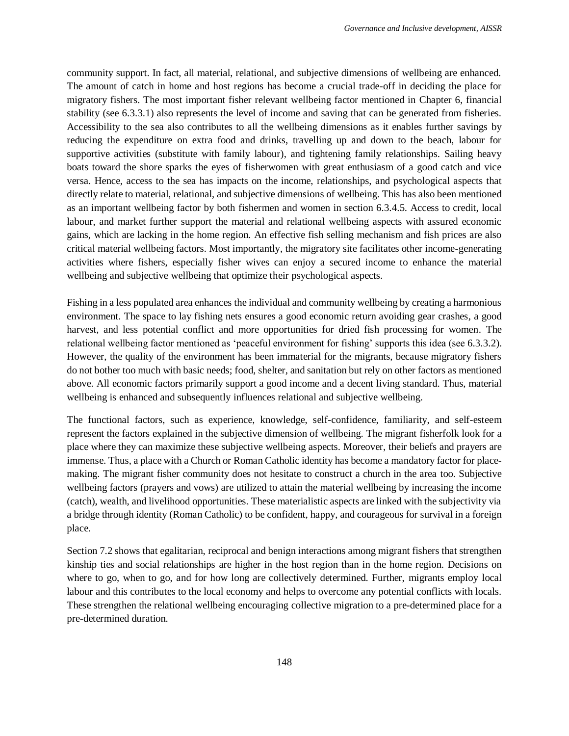community support. In fact, all material, relational, and subjective dimensions of wellbeing are enhanced. The amount of catch in home and host regions has become a crucial trade-off in deciding the place for migratory fishers. The most important fisher relevant wellbeing factor mentioned in Chapter 6, financial stability (see 6.3.3.1) also represents the level of income and saving that can be generated from fisheries. Accessibility to the sea also contributes to all the wellbeing dimensions as it enables further savings by reducing the expenditure on extra food and drinks, travelling up and down to the beach, labour for supportive activities (substitute with family labour), and tightening family relationships. Sailing heavy boats toward the shore sparks the eyes of fisherwomen with great enthusiasm of a good catch and vice versa. Hence, access to the sea has impacts on the income, relationships, and psychological aspects that directly relate to material, relational, and subjective dimensions of wellbeing. This has also been mentioned as an important wellbeing factor by both fishermen and women in section 6.3.4.5. Access to credit, local labour, and market further support the material and relational wellbeing aspects with assured economic gains, which are lacking in the home region. An effective fish selling mechanism and fish prices are also critical material wellbeing factors. Most importantly, the migratory site facilitates other income-generating activities where fishers, especially fisher wives can enjoy a secured income to enhance the material wellbeing and subjective wellbeing that optimize their psychological aspects.

Fishing in a less populated area enhances the individual and community wellbeing by creating a harmonious environment. The space to lay fishing nets ensures a good economic return avoiding gear crashes, a good harvest, and less potential conflict and more opportunities for dried fish processing for women. The relational wellbeing factor mentioned as 'peaceful environment for fishing' supports this idea (see 6.3.3.2). However, the quality of the environment has been immaterial for the migrants, because migratory fishers do not bother too much with basic needs; food, shelter, and sanitation but rely on other factors as mentioned above. All economic factors primarily support a good income and a decent living standard. Thus, material wellbeing is enhanced and subsequently influences relational and subjective wellbeing.

The functional factors, such as experience, knowledge, self-confidence, familiarity, and self-esteem represent the factors explained in the subjective dimension of wellbeing. The migrant fisherfolk look for a place where they can maximize these subjective wellbeing aspects. Moreover, their beliefs and prayers are immense. Thus, a place with a Church or Roman Catholic identity has become a mandatory factor for place-making. The migrant fisher community does not hesitate to construct a church in the area too. Subjective wellbeing factors (prayers and vows) are utilized to attain the material wellbeing by increasing the income (catch), wealth, and livelihood opportunities. These materialistic aspects are linked with the subjectivity via a bridge through identity (Roman Catholic) to be confident, happy, and courageous for survival in a foreign place.

Section 7.2 shows that egalitarian, reciprocal and benign interactions among migrant fishers that strengthen kinship ties and social relationships are higher in the host region than in the home region. Decisions on where to go, when to go, and for how long are collectively determined. Further, migrants employ local labour and this contributes to the local economy and helps to overcome any potential conflicts with locals. These strengthen the relational wellbeing encouraging collective migration to a pre-determined place for a pre-determined duration.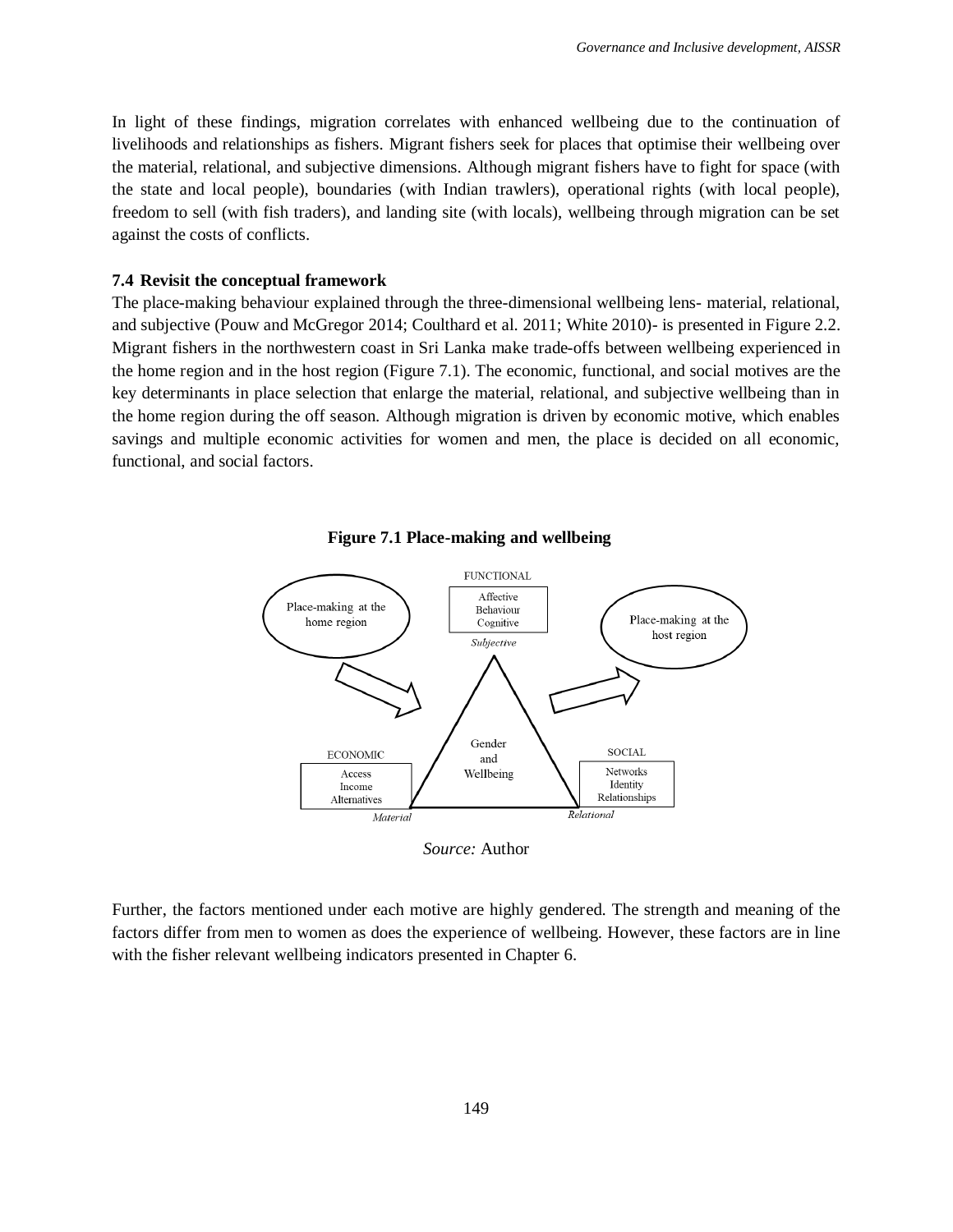In light of these findings, migration correlates with enhanced wellbeing due to the continuation of livelihoods and relationships as fishers. Migrant fishers seek for places that optimise their wellbeing over the material, relational, and subjective dimensions. Although migrant fishers have to fight for space (with the state and local people), boundaries (with Indian trawlers), operational rights (with local people), freedom to sell (with fish traders), and landing site (with locals), wellbeing through migration can be set against the costs of conflicts.

### 7.4 Revisit the conceptual framework

The place-making behaviour explained through the three-dimensional wellbeing lens- material, relational, and subjective (Pouw and McGregor 2014; Coulthard et al. 2011; White 2010)- is presented in Figure 2.2. Migrant fishers in the northwestern coast in Sri Lanka make trade-offs between wellbeing experienced in the home region and in the host region (Figure 7.1). The economic, functional, and social motives are the key determinants in place selection that enlarge the material, relational, and subjective wellbeing than in the home region during the off season. Although migration is driven by economic motive, which enables savings and multiple economic activities for women and men, the place is decided on all economic, functional, and social factors.

**Figure 7.1 Place-making and wellbeing**

Place-making at the home region → Gender and Wellbeing → Place-making at the host region

FUNCTIONAL: Affective, Behaviour, Cognitive — *Subjective*

ECONOMIC: Access, Income, Alternatives — *Material*

SOCIAL: Networks, Identity, Relationships — *Relational*

*Source:* Author

Further, the factors mentioned under each motive are highly gendered. The strength and meaning of the factors differ from men to women as does the experience of wellbeing. However, these factors are in line with the fisher relevant wellbeing indicators presented in Chapter 6.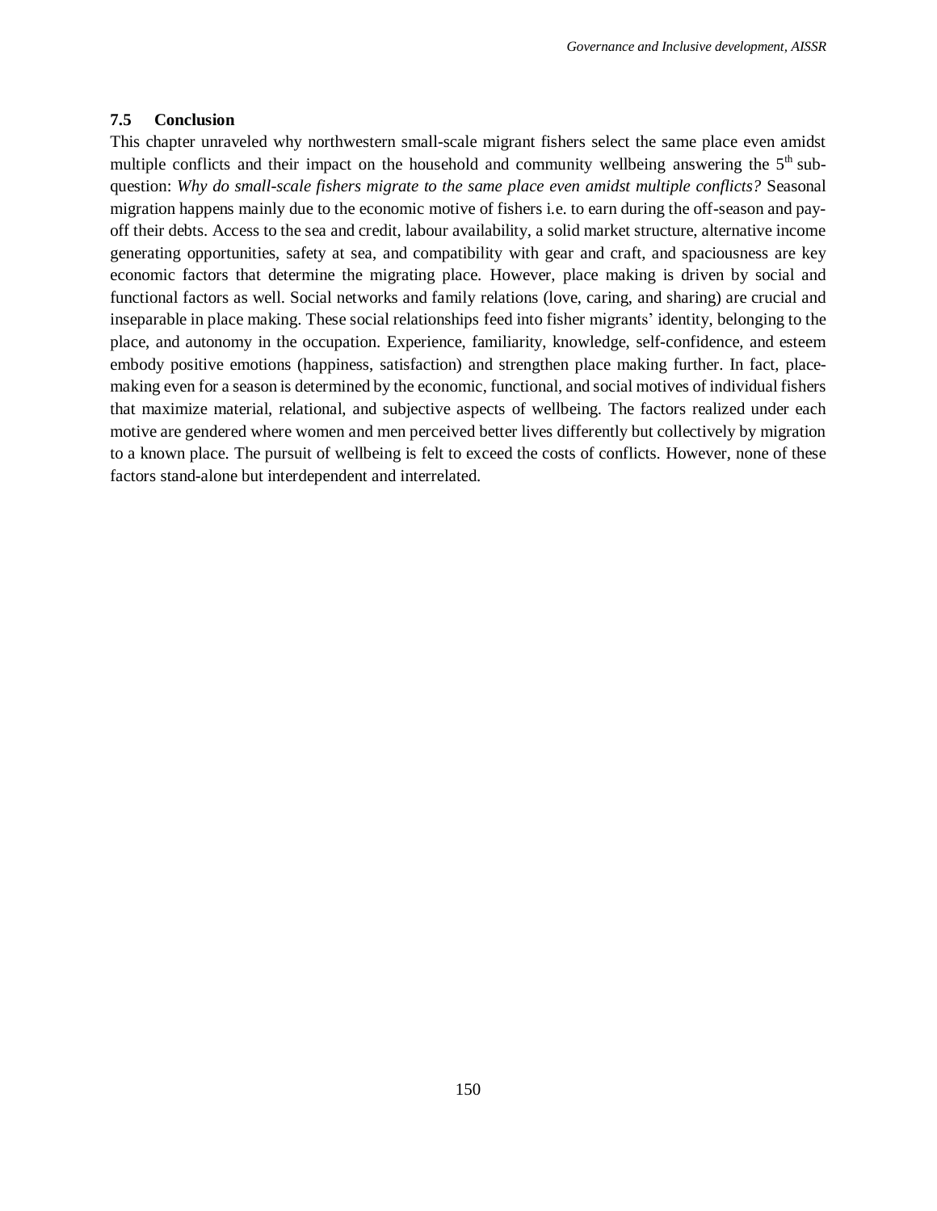### 7.5 Conclusion

This chapter unraveled why northwestern small-scale migrant fishers select the same place even amidst multiple conflicts and their impact on the household and community wellbeing answering the 5th sub-question: *Why do small-scale fishers migrate to the same place even amidst multiple conflicts?* Seasonal migration happens mainly due to the economic motive of fishers i.e. to earn during the off-season and pay-off their debts. Access to the sea and credit, labour availability, a solid market structure, alternative income generating opportunities, safety at sea, and compatibility with gear and craft, and spaciousness are key economic factors that determine the migrating place. However, place making is driven by social and functional factors as well. Social networks and family relations (love, caring, and sharing) are crucial and inseparable in place making. These social relationships feed into fisher migrants' identity, belonging to the place, and autonomy in the occupation. Experience, familiarity, knowledge, self-confidence, and esteem embody positive emotions (happiness, satisfaction) and strengthen place making further. In fact, place-making even for a season is determined by the economic, functional, and social motives of individual fishers that maximize material, relational, and subjective aspects of wellbeing. The factors realized under each motive are gendered where women and men perceived better lives differently but collectively by migration to a known place. The pursuit of wellbeing is felt to exceed the costs of conflicts. However, none of these factors stand-alone but interdependent and interrelated.